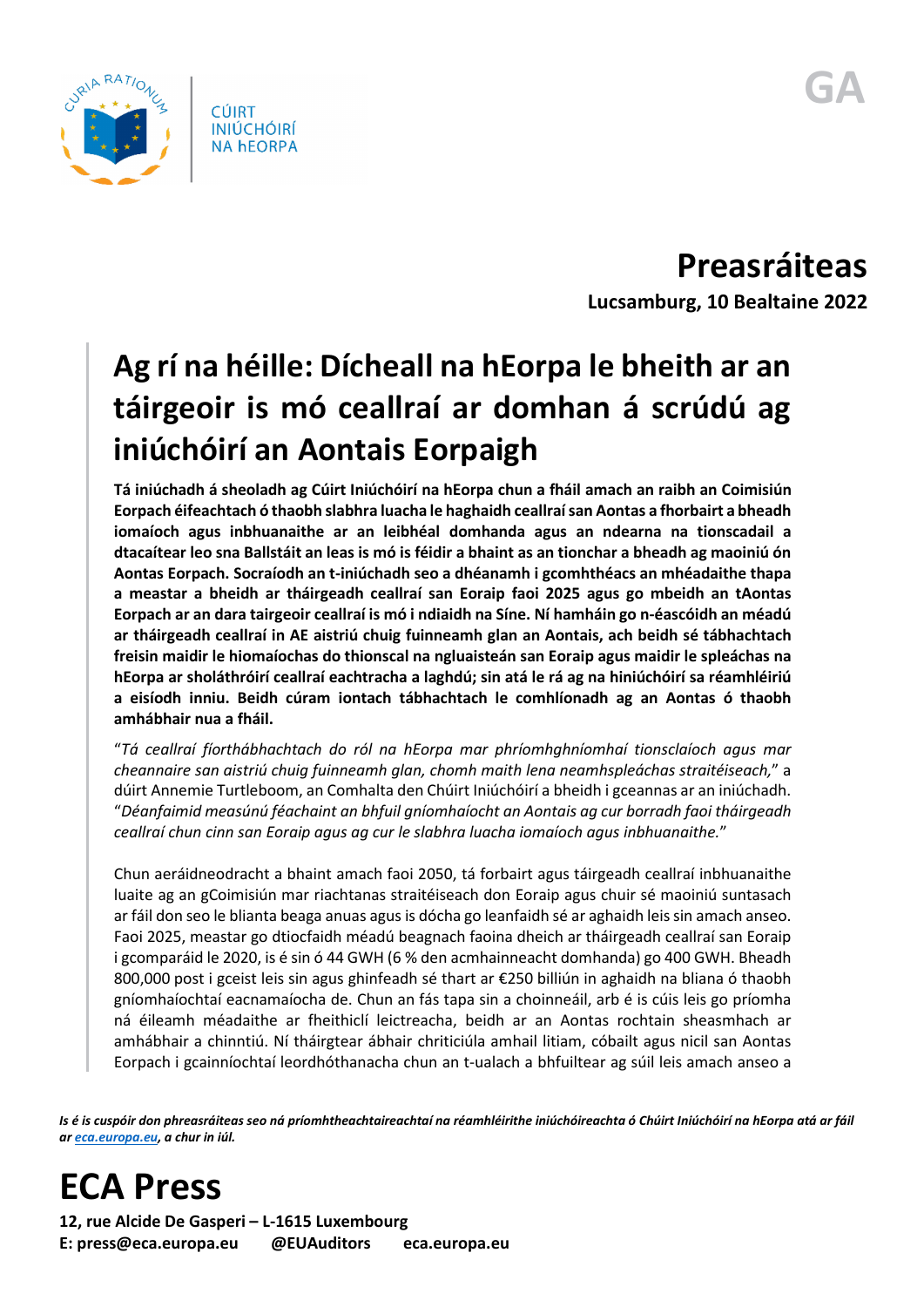CÚIRT INIÚCHÓIRÍ NA hEORPA

GA

# Preasráiteas

**Lucsamburg, 10 Bealtaine 2022**

# Ag rí na héille: Dícheall na hEorpa le bheith ar an táirgeoir is mó ceallraí ar domhan á scrúdú ag iniúchóirí an Aontais Eorpaigh

**Tá iniúchadh á sheoladh ag Cúirt Iniúchóirí na hEorpa chun a fháil amach an raibh an Coimisiún Eorpach éifeachtach ó thaobh slabhra luacha le haghaidh ceallraí san Aontas a fhorbairt a bheadh iomaíoch agus inbhuanaithe ar an leibhéal domhanda agus an ndearna na tionscadail a dtacaítear leo sna Ballstáit an leas is mó is féidir a bhaint as an tionchar a bheadh ag maoiniú ón Aontas Eorpach. Socraíodh an t-iniúchadh seo a dhéanamh i gcomhthéacs an mhéadaithe thapa a meastar a bheidh ar tháirgeadh ceallraí san Eoraip faoi 2025 agus go mbeidh an tAontas Eorpach ar an dara táirgeoir ceallraí is mó i ndiaidh na Síne. Ní hamháin go n-éascóidh an méadú ar tháirgeadh ceallraí in AE aistriú chuig fuinneamh glan an Aontais, ach beidh sé tábhachtach freisin maidir le hiomaíochas do thionscal na ngluaisteán san Eoraip agus maidir le spleáchas na hEorpa ar sholáthróirí ceallraí eachtracha a laghdú; sin atá le rá ag na hiniúchóirí sa réamhléiriú a eisíodh inniu. Beidh cúram iontach tábhachtach le comhlíonadh ag an Aontas ó thaobh amhábhair nua a fháil.**

"*Tá ceallraí fíorthábhachtach do ról na hEorpa mar phríomhghníomhaí tionsclaíoch agus mar cheannaire san aistriú chuig fuinneamh glan, chomh maith lena neamhspleáchas straitéiseach,*" a dúirt Annemie Turtleboom, an Comhalta den Chúirt Iniúchóirí a bheidh i gceannas ar an iniúchadh. "*Déanfaimid measúnú féachaint an bhfuil gníomhaíocht an Aontais ag cur borradh faoi tháirgeadh ceallraí chun cinn san Eoraip agus ag cur le slabhra luacha iomaíoch agus inbhuanaithe.*"

Chun aeráidneodracht a bhaint amach faoi 2050, tá forbairt agus táirgeadh ceallraí inbhuanaithe luaite ag an gCoimisiún mar riachtanas straitéiseach don Eoraip agus chuir sé maoiniú suntasach ar fáil don seo le blianta beaga anuas agus is dócha go leanfaidh sé ar aghaidh leis sin amach anseo. Faoi 2025, meastar go dtiocfaidh méadú beagnach faoina dheich ar tháirgeadh ceallraí san Eoraip i gcomparáid le 2020, is é sin ó 44 GWH (6 % den acmhainneacht domhanda) go 400 GWH. Bheadh 800,000 post i gceist leis sin agus ghinfeadh sé thart ar €250 billiún in aghaidh na bliana ó thaobh gníomhaíochtaí eacnamaíocha de. Chun an fás tapa sin a choinneáil, arb é is cúis leis go príomha ná éileamh méadaithe ar fheithiclí leictreacha, beidh ar an Aontas rochtain sheasmhach ar amhábhair a chinntiú. Ní tháirgtear ábhair chriticiúla amhail litiam, cóbalt agus nicil san Aontas Eorpach i gcainníochtaí leordhóthanacha chun an t-ualach a bhfuiltear ag súil leis amach anseo a

*Is é is cuspóir don phreasráiteas seo ná príomhtheachtaireachtaí na réamhléirithe iniúchóireachta ó Chúirt Iniúchóirí na hEorpa atá ar fáil ar eca.europa.eu, a chur in iúl.*

# ECA Press

**12, rue Alcide De Gasperi – L-1615 Luxembourg**
**E: press@eca.europa.eu @EUAuditors eca.europa.eu**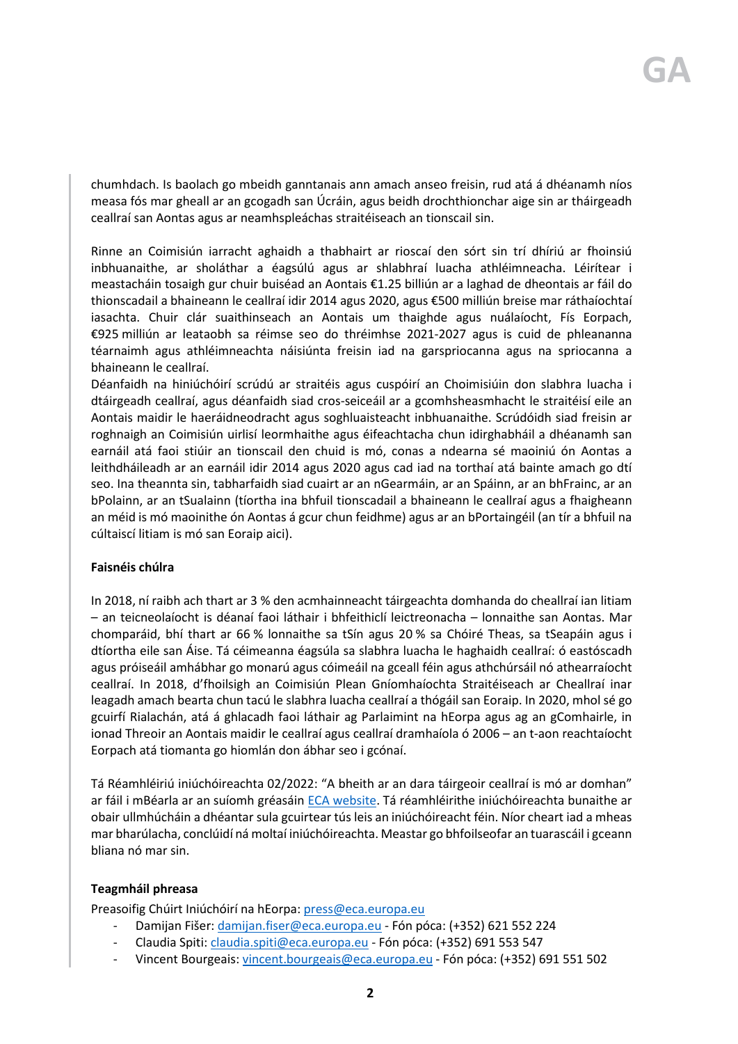chumhdach. Is baolach go mbeidh ganntanais ann amach anseo freisin, rud atá á dhéanamh níos measa fós mar gheall ar an gcogadh san Úcráin, agus beidh drochthionchar aige sin ar tháirgeadh ceallraí san Aontas agus ar neamhspleáchas straitéiseach an tionscail sin.

Rinne an Coimisiún iarracht aghaidh a thabhairt ar rioscaí den sórt sin trí dhíriú ar fhoinsiú inbhuanaithe, ar sholáthar a éagsúlú agus ar shlabhraí luacha athléimneacha. Léirítear i meastacháin tosaigh gur chuir buiséad an Aontais €1.25 billiún ar a laghad de dheontais ar fáil do thionscadail a bhaineann le ceallraí idir 2014 agus 2020, agus €500 milliún breise mar ráthaíochtaí iasachta. Chuir clár suaithinseach an Aontais um thaighde agus nuálaíocht, Fís Eorpach, €925 milliún ar leataobh sa réimse seo do thréimhse 2021-2027 agus is cuid de phleananna téarnaimh agus athléimneachta náisiúnta freisin iad na garspriocanna agus na spriocanna a bhaineann le ceallraí.

Déanfaidh na hiniúchóirí scrúdú ar straitéis agus cuspóirí an Choimisiúin don slabhra luacha i dtáirgeadh ceallraí, agus déanfaidh siad cros-seiceáil ar a gcomhsheasmhacht le straitéisí eile an Aontais maidir le haeráidneodracht agus soghluaisteacht inbhuanaithe. Scrúdóidh siad freisin ar roghnaigh an Coimisiún uirlisí leormhaithe agus éifeachtacha chun idirghabháil a dhéanamh san earnáil atá faoi stiúir an tionscail den chuid is mó, conas a ndearna sé maoiniú ón Aontas a leithdháileadh ar an earnáil idir 2014 agus 2020 agus cad iad na torthaí atá bainte amach go dtí seo. Ina theannta sin, tabharfaidh siad cuairt ar an nGearmáin, ar an Spáinn, ar an bhFrainc, ar an bPolainn, ar an tSualainn (tíortha ina bhfuil tionscadail a bhaineann le ceallraí agus a fhaigheann an méid is mó maoinithe ón Aontas á gcur chun feidhme) agus ar an bPortaingéil (an tír a bhfuil na cúltaiscí litiam is mó san Eoraip aici).

**Faisnéis chúlra**

In 2018, ní raibh ach thart ar 3 % den acmhainneacht táirgeachta domhanda do cheallraí ian litiam – an teicneolaíocht is déanaí faoi láthair i bhfeithiclí leictreonacha – lonnaithe san Aontas. Mar chomparáid, bhí thart ar 66 % lonnaithe sa tSín agus 20 % sa Chóiré Theas, sa tSeapáin agus i dtíortha eile san Áise. Tá céimeanna éagsúla sa slabhra luacha le haghaidh ceallraí: ó eastóscadh agus próiseáil amhábhar go monarú cóimeáil na gceall féin agus athchúrsáil nó athearraíocht ceallraí. In 2018, d'fhoilsigh an Coimisiún Plean Gníomhaíochta Straitéiseach ar Cheallraí inar leagadh amach bearta chun tacú le slabhra luacha ceallraí a thógáil san Eoraip. In 2020, mhol sé go gcuirfí Rialachán, atá á ghlacadh faoi láthair ag Parlaimint na hEorpa agus ag an gComhairle, in ionad Threoir an Aontais maidir le ceallraí agus ceallraí dramhaíola ó 2006 – an t-aon reachtaíocht Eorpach atá tiomanta go hiomlán don ábhar seo i gcónaí.

Tá Réamhléiriú iniúchóireachta 02/2022: "A bheith ar an dara táirgeoir ceallraí is mó ar domhan" ar fáil i mBéarla ar an suíomh gréasáin [ECA website](ECA website). Tá réamhléirithe iniúchóireachta bunaithe ar obair ullmhúcháin a dhéantar sula gcuirtear tús leis an iniúchóireacht féin. Níor cheart iad a mheas mar bharúlacha, conclúidí ná moltaí iniúchóireachta. Meastar go bhfoilseofar an tuarascáil i gceann bliana nó mar sin.

**Teagmháil phreasa**

Preasoifig Chúirt Iniúchóirí na hEorpa: press@eca.europa.eu

- Damijan Fišer: damijan.fiser@eca.europa.eu - Fón póca: (+352) 621 552 224
- Claudia Spiti: claudia.spiti@eca.europa.eu - Fón póca: (+352) 691 553 547
- Vincent Bourgeais: vincent.bourgeais@eca.europa.eu - Fón póca: (+352) 691 551 502